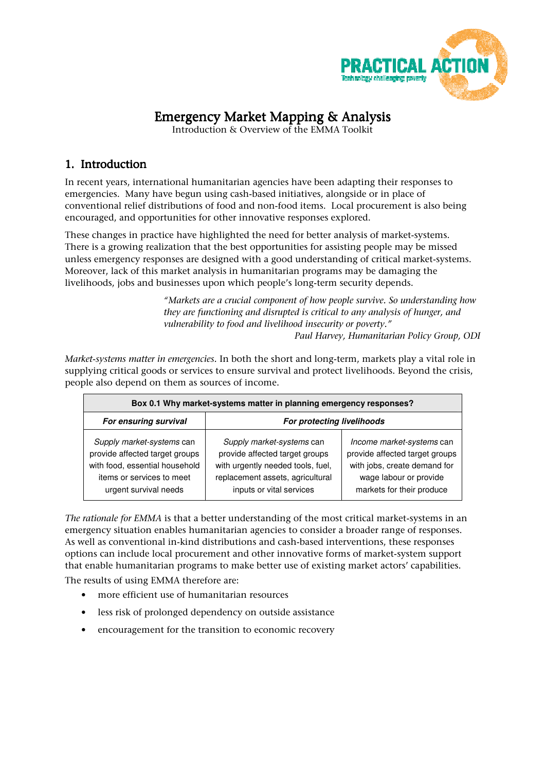# Emergency Market Mapping & Analysis

Introduction & Overview of the EMMA Toolkit

## 1. Introduction

In recent years, international humanitarian agencies have been adapting their responses to emergencies. Many have begun using cash-based initiatives, alongside or in place of conventional relief distributions of food and non-food items. Local procurement is also being encouraged, and opportunities for other innovative responses explored.

These changes in practice have highlighted the need for better analysis of market-systems. There is a growing realization that the best opportunities for assisting people may be missed unless emergency responses are designed with a good understanding of critical market-systems. Moreover, lack of this market analysis in humanitarian programs may be damaging the livelihoods, jobs and businesses upon which people's long-term security depends.

> *"Markets are a crucial component of how people survive. So understanding how they are functioning and disrupted is critical to any analysis of hunger, and vulnerability to food and livelihood insecurity or poverty."*
>
> *Paul Harvey, Humanitarian Policy Group, ODI*

*Market-systems matter in emergencies*. In both the short and long-term, markets play a vital role in supplying critical goods or services to ensure survival and protect livelihoods. Beyond the crisis, people also depend on them as sources of income.

| **Box 0.1 Why market-systems matter in planning emergency responses?** | | |
|---|---|---|
| ***For ensuring survival*** | ***For protecting livelihoods*** | |
| *Supply market-systems* can provide affected target groups with food, essential household items or services to meet urgent survival needs | *Supply market-systems* can provide affected target groups with urgently needed tools, fuel, replacement assets, agricultural inputs or vital services | *Income market-systems* can provide affected target groups with jobs, create demand for wage labour or provide markets for their produce |

*The rationale for EMMA* is that a better understanding of the most critical market-systems in an emergency situation enables humanitarian agencies to consider a broader range of responses. As well as conventional in-kind distributions and cash-based interventions, these responses options can include local procurement and other innovative forms of market-system support that enable humanitarian programs to make better use of existing market actors' capabilities.

The results of using EMMA therefore are:

- more efficient use of humanitarian resources
- less risk of prolonged dependency on outside assistance
- encouragement for the transition to economic recovery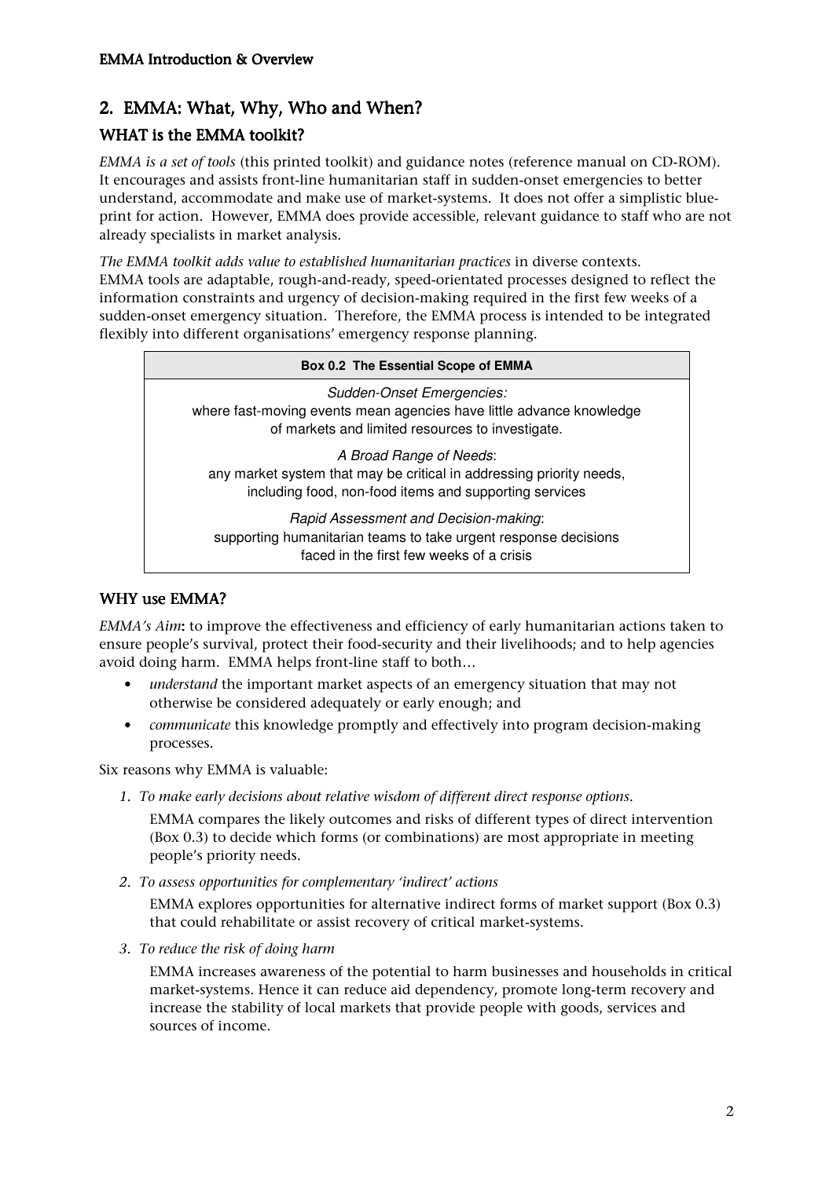## 2. EMMA: What, Why, Who and When?

### WHAT is the EMMA toolkit?

*EMMA is a set of tools* (this printed toolkit) and guidance notes (reference manual on CD-ROM). It encourages and assists front-line humanitarian staff in sudden-onset emergencies to better understand, accommodate and make use of market-systems. It does not offer a simplistic blue-print for action. However, EMMA does provide accessible, relevant guidance to staff who are not already specialists in market analysis.

*The EMMA toolkit adds value to established humanitarian practices* in diverse contexts. EMMA tools are adaptable, rough-and-ready, speed-orientated processes designed to reflect the information constraints and urgency of decision-making required in the first few weeks of a sudden-onset emergency situation. Therefore, the EMMA process is intended to be integrated flexibly into different organisations' emergency response planning.

| **Box 0.2 The Essential Scope of EMMA** |
| --- |
| *Sudden-Onset Emergencies:* where fast-moving events mean agencies have little advance knowledge of markets and limited resources to investigate. |
| *A Broad Range of Needs*: any market system that may be critical in addressing priority needs, including food, non-food items and supporting services |
| *Rapid Assessment and Decision-making*: supporting humanitarian teams to take urgent response decisions faced in the first few weeks of a crisis |

### WHY use EMMA?

*EMMA's Aim***:** to improve the effectiveness and efficiency of early humanitarian actions taken to ensure people's survival, protect their food-security and their livelihoods; and to help agencies avoid doing harm. EMMA helps front-line staff to both…

- *understand* the important market aspects of an emergency situation that may not otherwise be considered adequately or early enough; and
- *communicate* this knowledge promptly and effectively into program decision-making processes.

Six reasons why EMMA is valuable:

1. *To make early decisions about relative wisdom of different direct response options.*

   EMMA compares the likely outcomes and risks of different types of direct intervention (Box 0.3) to decide which forms (or combinations) are most appropriate in meeting people's priority needs.

2. *To assess opportunities for complementary 'indirect' actions*

   EMMA explores opportunities for alternative indirect forms of market support (Box 0.3) that could rehabilitate or assist recovery of critical market-systems.

3. *To reduce the risk of doing harm*

   EMMA increases awareness of the potential to harm businesses and households in critical market-systems. Hence it can reduce aid dependency, promote long-term recovery and increase the stability of local markets that provide people with goods, services and sources of income.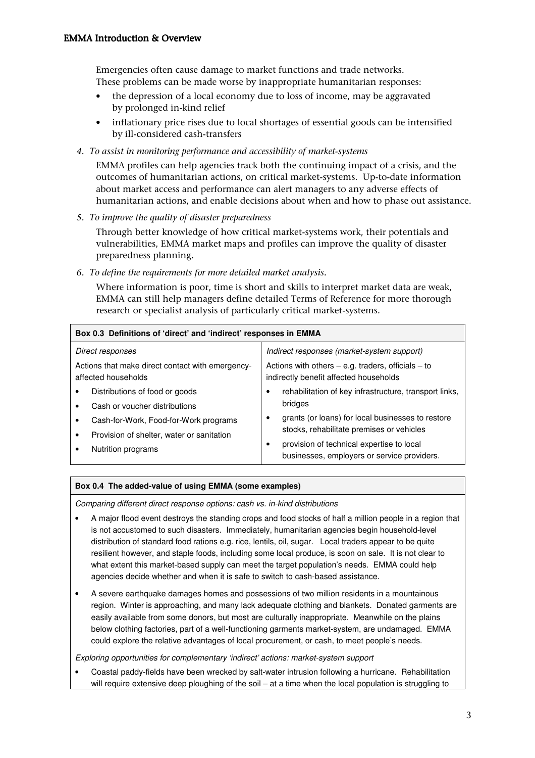Emergencies often cause damage to market functions and trade networks. These problems can be made worse by inappropriate humanitarian responses:

- the depression of a local economy due to loss of income, may be aggravated by prolonged in-kind relief
- inflationary price rises due to local shortages of essential goods can be intensified by ill-considered cash-transfers

*4. To assist in monitoring performance and accessibility of market-systems*

EMMA profiles can help agencies track both the continuing impact of a crisis, and the outcomes of humanitarian actions, on critical market-systems. Up-to-date information about market access and performance can alert managers to any adverse effects of humanitarian actions, and enable decisions about when and how to phase out assistance.

*5. To improve the quality of disaster preparedness*

Through better knowledge of how critical market-systems work, their potentials and vulnerabilities, EMMA market maps and profiles can improve the quality of disaster preparedness planning.

*6. To define the requirements for more detailed market analysis.*

Where information is poor, time is short and skills to interpret market data are weak, EMMA can still help managers define detailed Terms of Reference for more thorough research or specialist analysis of particularly critical market-systems.

**Box 0.3 Definitions of 'direct' and 'indirect' responses in EMMA**

| *Direct responses* | *Indirect responses (market-system support)* |
|---|---|
| Actions that make direct contact with emergency-affected households | Actions with others – e.g. traders, officials – to indirectly benefit affected households |
| • Distributions of food or goods<br>• Cash or voucher distributions<br>• Cash-for-Work, Food-for-Work programs<br>• Provision of shelter, water or sanitation<br>• Nutrition programs | • rehabilitation of key infrastructure, transport links, bridges<br>• grants (or loans) for local businesses to restore stocks, rehabilitate premises or vehicles<br>• provision of technical expertise to local businesses, employers or service providers. |

**Box 0.4 The added-value of using EMMA (some examples)**

*Comparing different direct response options: cash vs. in-kind distributions*

- A major flood event destroys the standing crops and food stocks of half a million people in a region that is not accustomed to such disasters. Immediately, humanitarian agencies begin household-level distribution of standard food rations e.g. rice, lentils, oil, sugar. Local traders appear to be quite resilient however, and staple foods, including some local produce, is soon on sale. It is not clear to what extent this market-based supply can meet the target population's needs. EMMA could help agencies decide whether and when it is safe to switch to cash-based assistance.
- A severe earthquake damages homes and possessions of two million residents in a mountainous region. Winter is approaching, and many lack adequate clothing and blankets. Donated garments are easily available from some donors, but most are culturally inappropriate. Meanwhile on the plains below clothing factories, part of a well-functioning garments market-system, are undamaged. EMMA could explore the relative advantages of local procurement, or cash, to meet people's needs.

*Exploring opportunities for complementary 'indirect' actions: market-system support*

- Coastal paddy-fields have been wrecked by salt-water intrusion following a hurricane. Rehabilitation will require extensive deep ploughing of the soil – at a time when the local population is struggling to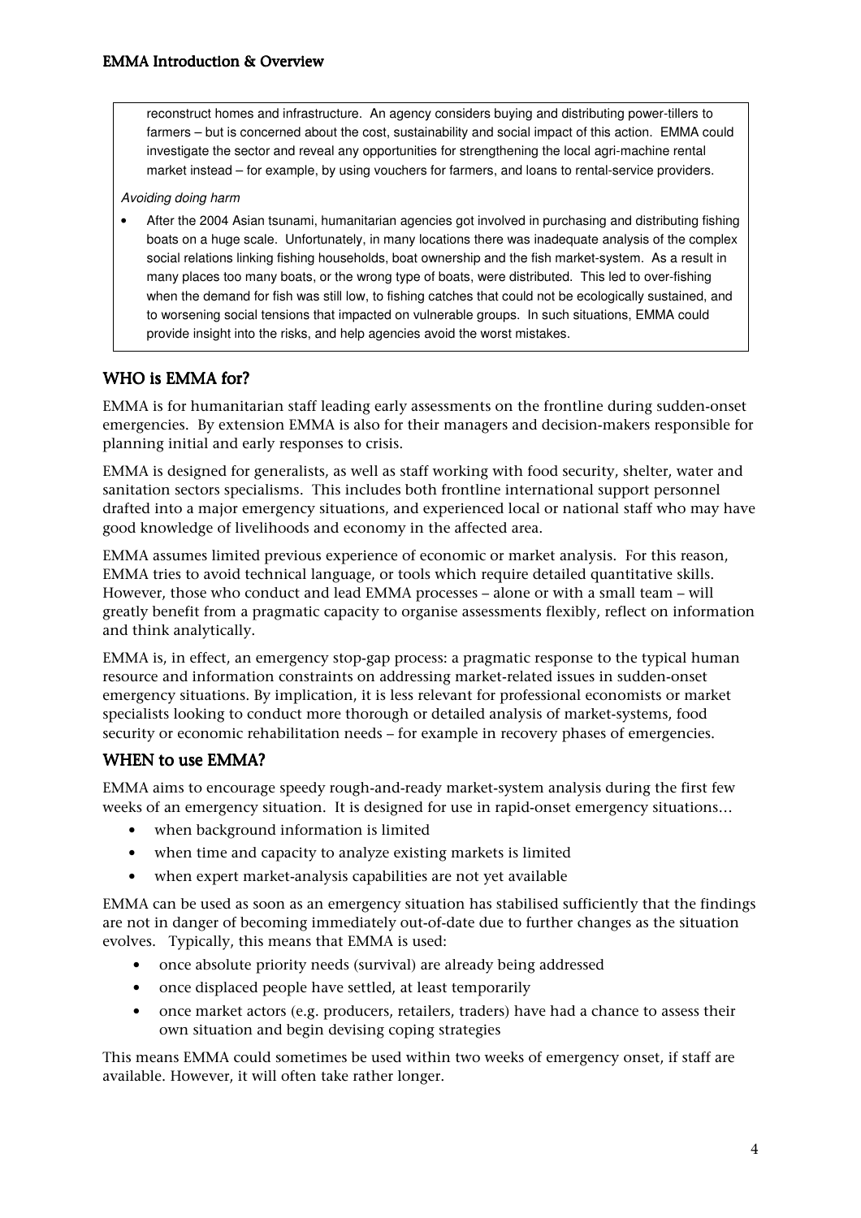reconstruct homes and infrastructure. An agency considers buying and distributing power-tillers to farmers – but is concerned about the cost, sustainability and social impact of this action. EMMA could investigate the sector and reveal any opportunities for strengthening the local agri-machine rental market instead – for example, by using vouchers for farmers, and loans to rental-service providers.

*Avoiding doing harm*

- After the 2004 Asian tsunami, humanitarian agencies got involved in purchasing and distributing fishing boats on a huge scale. Unfortunately, in many locations there was inadequate analysis of the complex social relations linking fishing households, boat ownership and the fish market-system. As a result in many places too many boats, or the wrong type of boats, were distributed. This led to over-fishing when the demand for fish was still low, to fishing catches that could not be ecologically sustained, and to worsening social tensions that impacted on vulnerable groups. In such situations, EMMA could provide insight into the risks, and help agencies avoid the worst mistakes.

## WHO is EMMA for?

EMMA is for humanitarian staff leading early assessments on the frontline during sudden-onset emergencies. By extension EMMA is also for their managers and decision-makers responsible for planning initial and early responses to crisis.

EMMA is designed for generalists, as well as staff working with food security, shelter, water and sanitation sectors specialisms. This includes both frontline international support personnel drafted into a major emergency situations, and experienced local or national staff who may have good knowledge of livelihoods and economy in the affected area.

EMMA assumes limited previous experience of economic or market analysis. For this reason, EMMA tries to avoid technical language, or tools which require detailed quantitative skills. However, those who conduct and lead EMMA processes – alone or with a small team – will greatly benefit from a pragmatic capacity to organise assessments flexibly, reflect on information and think analytically.

EMMA is, in effect, an emergency stop-gap process: a pragmatic response to the typical human resource and information constraints on addressing market-related issues in sudden-onset emergency situations. By implication, it is less relevant for professional economists or market specialists looking to conduct more thorough or detailed analysis of market-systems, food security or economic rehabilitation needs – for example in recovery phases of emergencies.

## WHEN to use EMMA?

EMMA aims to encourage speedy rough-and-ready market-system analysis during the first few weeks of an emergency situation. It is designed for use in rapid-onset emergency situations…

- when background information is limited
- when time and capacity to analyze existing markets is limited
- when expert market-analysis capabilities are not yet available

EMMA can be used as soon as an emergency situation has stabilised sufficiently that the findings are not in danger of becoming immediately out-of-date due to further changes as the situation evolves. Typically, this means that EMMA is used:

- once absolute priority needs (survival) are already being addressed
- once displaced people have settled, at least temporarily
- once market actors (e.g. producers, retailers, traders) have had a chance to assess their own situation and begin devising coping strategies

This means EMMA could sometimes be used within two weeks of emergency onset, if staff are available. However, it will often take rather longer.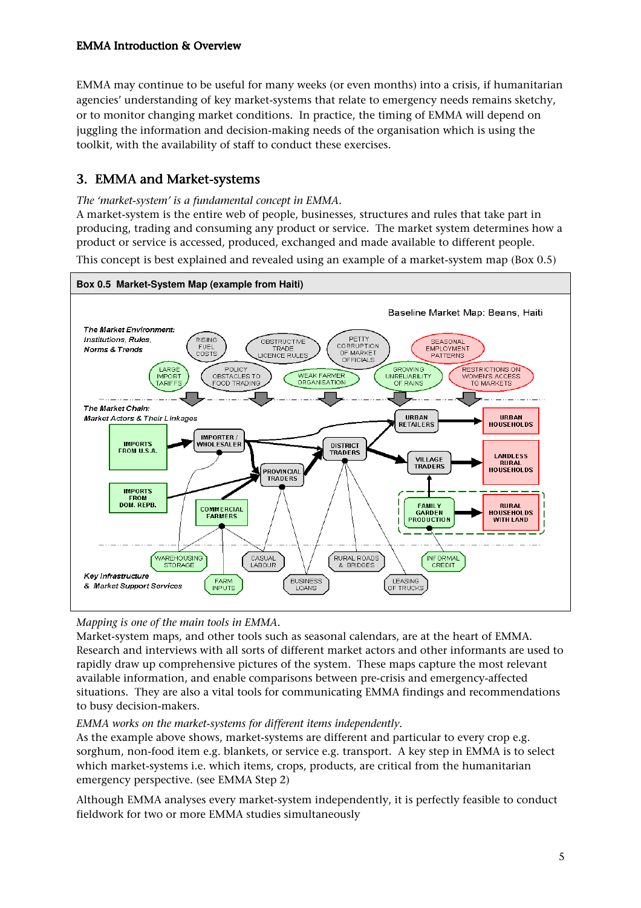EMMA may continue to be useful for many weeks (or even months) into a crisis, if humanitarian agencies' understanding of key market-systems that relate to emergency needs remains sketchy, or to monitor changing market conditions. In practice, the timing of EMMA will depend on juggling the information and decision-making needs of the organisation which is using the toolkit, with the availability of staff to conduct these exercises.

## 3. EMMA and Market-systems

*The 'market-system' is a fundamental concept in EMMA.*

A market-system is the entire web of people, businesses, structures and rules that take part in producing, trading and consuming any product or service. The market system determines how a product or service is accessed, produced, exchanged and made available to different people.

This concept is best explained and revealed using an example of a market-system map (Box 0.5)

**Box 0.5 Market-System Map (example from Haiti)**

Baseline Market Map: Beans, Haiti

*The Market Environment: Institutions, Rules, Norms & Trends*

RISING FUEL COSTS · OBSTRUCTIVE TRADE LICENCE RULES · PETTY CORRUPTION OF MARKET OFFICIALS · SEASONAL EMPLOYMENT PATTERNS · LARGE IMPORT TARIFFS · POLICY OBSTACLES TO FOOD TRADING · WEAK FARMER ORGANISATION · GROWING UNRELIABILITY OF RAINS · RESTRICTIONS ON WOMEN'S ACCESS TO MARKETS

*The Market Chain: Market Actors & Their Linkages*

IMPORTS FROM U.S.A. · IMPORTS FROM DOM. REPB. · IMPORTER / WHOLESALER · COMMERCIAL FARMERS · PROVINCIAL TRADERS · DISTRICT TRADERS · URBAN RETAILERS · VILLAGE TRADERS · FAMILY GARDEN PRODUCTION · URBAN HOUSEHOLDS · LANDLESS RURAL HOUSEHOLDS · RURAL HOUSEHOLDS WITH LAND

*Key Infrastructure & Market Support Services*

WAREHOUSING STORAGE · FARM INPUTS · CASUAL LABOUR · BUSINESS LOANS · RURAL ROADS & BRIDGES · LEASING OF TRUCKS · INFORMAL CREDIT

*Mapping is one of the main tools in EMMA.*

Market-system maps, and other tools such as seasonal calendars, are at the heart of EMMA. Research and interviews with all sorts of different market actors and other informants are used to rapidly draw up comprehensive pictures of the system. These maps capture the most relevant available information, and enable comparisons between pre-crisis and emergency-affected situations. They are also a vital tools for communicating EMMA findings and recommendations to busy decision-makers.

*EMMA works on the market-systems for different items independently.*

As the example above shows, market-systems are different and particular to every crop e.g. sorghum, non-food item e.g. blankets, or service e.g. transport. A key step in EMMA is to select which market-systems i.e. which items, crops, products, are critical from the humanitarian emergency perspective. (see EMMA Step 2)

Although EMMA analyses every market-system independently, it is perfectly feasible to conduct fieldwork for two or more EMMA studies simultaneously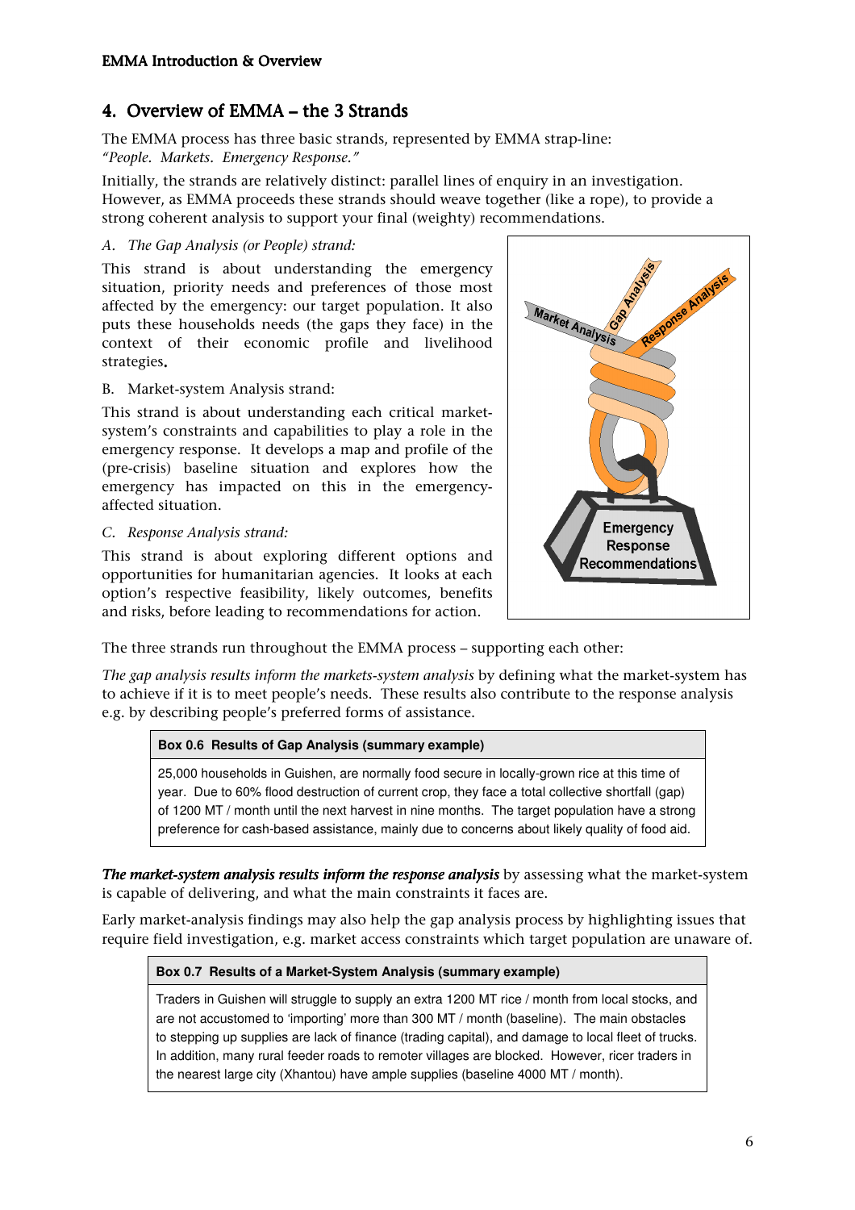## 4. Overview of EMMA – the 3 Strands

The EMMA process has three basic strands, represented by EMMA strap-line: *"People. Markets. Emergency Response."*

Initially, the strands are relatively distinct: parallel lines of enquiry in an investigation. However, as EMMA proceeds these strands should weave together (like a rope), to provide a strong coherent analysis to support your final (weighty) recommendations.

*A. The Gap Analysis (or People) strand:*

This strand is about understanding the emergency situation, priority needs and preferences of those most affected by the emergency: our target population. It also puts these households needs (the gaps they face) in the context of their economic profile and livelihood strategies.

B. Market-system Analysis strand:

This strand is about understanding each critical market-system's constraints and capabilities to play a role in the emergency response. It develops a map and profile of the (pre-crisis) baseline situation and explores how the emergency has impacted on this in the emergency-affected situation.

*C. Response Analysis strand:*

This strand is about exploring different options and opportunities for humanitarian agencies. It looks at each option's respective feasibility, likely outcomes, benefits and risks, before leading to recommendations for action.

The three strands run throughout the EMMA process – supporting each other:

*The gap analysis results inform the markets-system analysis* by defining what the market-system has to achieve if it is to meet people's needs. These results also contribute to the response analysis e.g. by describing people's preferred forms of assistance.

| **Box 0.6 Results of Gap Analysis (summary example)** |
|---|
| 25,000 households in Guishen, are normally food secure in locally-grown rice at this time of year. Due to 60% flood destruction of current crop, they face a total collective shortfall (gap) of 1200 MT / month until the next harvest in nine months. The target population have a strong preference for cash-based assistance, mainly due to concerns about likely quality of food aid. |

***The market-system analysis results inform the response analysis*** by assessing what the market-system is capable of delivering, and what the main constraints it faces are.

Early market-analysis findings may also help the gap analysis process by highlighting issues that require field investigation, e.g. market access constraints which target population are unaware of.

| **Box 0.7 Results of a Market-System Analysis (summary example)** |
|---|
| Traders in Guishen will struggle to supply an extra 1200 MT rice / month from local stocks, and are not accustomed to 'importing' more than 300 MT / month (baseline). The main obstacles to stepping up supplies are lack of finance (trading capital), and damage to local fleet of trucks. In addition, many rural feeder roads to remoter villages are blocked. However, ricer traders in the nearest large city (Xhantou) have ample supplies (baseline 4000 MT / month). |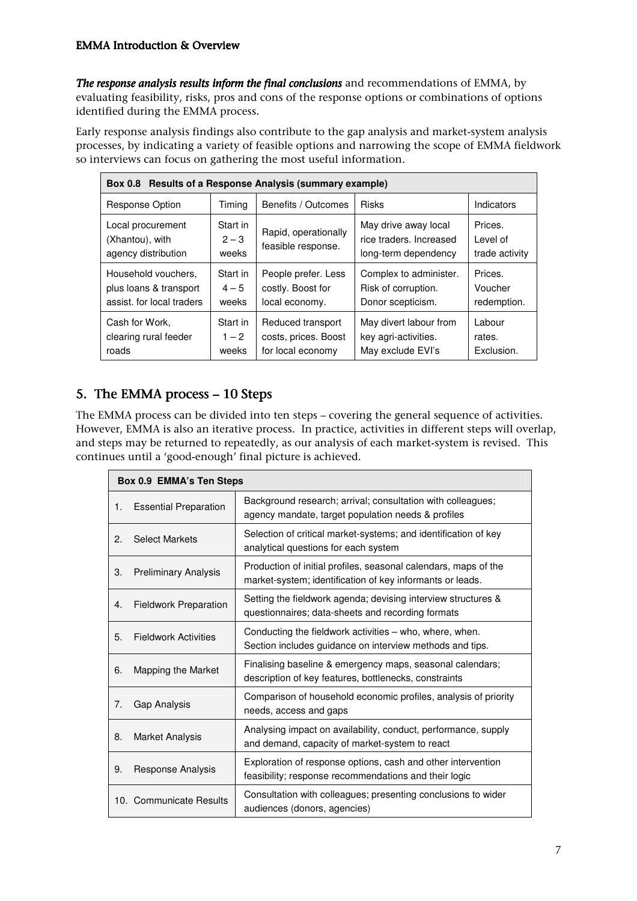***The response analysis results inform the final conclusions*** and recommendations of EMMA, by evaluating feasibility, risks, pros and cons of the response options or combinations of options identified during the EMMA process.

Early response analysis findings also contribute to the gap analysis and market-system analysis processes, by indicating a variety of feasible options and narrowing the scope of EMMA fieldwork so interviews can focus on gathering the most useful information.

**Box 0.8 Results of a Response Analysis (summary example)**

| Response Option | Timing | Benefits / Outcomes | Risks | Indicators |
|---|---|---|---|---|
| Local procurement (Xhantou), with agency distribution | Start in 2 – 3 weeks | Rapid, operationally feasible response. | May drive away local rice traders. Increased long-term dependency | Prices. Level of trade activity |
| Household vouchers, plus loans & transport assist. for local traders | Start in 4 – 5 weeks | People prefer. Less costly. Boost for local economy. | Complex to administer. Risk of corruption. Donor scepticism. | Prices. Voucher redemption. |
| Cash for Work, clearing rural feeder roads | Start in 1 – 2 weeks | Reduced transport costs, prices. Boost for local economy | May divert labour from key agri-activities. May exclude EVI's | Labour rates. Exclusion. |

## 5. The EMMA process – 10 Steps

The EMMA process can be divided into ten steps – covering the general sequence of activities. However, EMMA is also an iterative process. In practice, activities in different steps will overlap, and steps may be returned to repeatedly, as our analysis of each market-system is revised. This continues until a 'good-enough' final picture is achieved.

**Box 0.9 EMMA's Ten Steps**

| Step | Description |
|---|---|
| 1. Essential Preparation | Background research; arrival; consultation with colleagues; agency mandate, target population needs & profiles |
| 2. Select Markets | Selection of critical market-systems; and identification of key analytical questions for each system |
| 3. Preliminary Analysis | Production of initial profiles, seasonal calendars, maps of the market-system; identification of key informants or leads. |
| 4. Fieldwork Preparation | Setting the fieldwork agenda; devising interview structures & questionnaires; data-sheets and recording formats |
| 5. Fieldwork Activities | Conducting the fieldwork activities – who, where, when. Section includes guidance on interview methods and tips. |
| 6. Mapping the Market | Finalising baseline & emergency maps, seasonal calendars; description of key features, bottlenecks, constraints |
| 7. Gap Analysis | Comparison of household economic profiles, analysis of priority needs, access and gaps |
| 8. Market Analysis | Analysing impact on availability, conduct, performance, supply and demand, capacity of market-system to react |
| 9. Response Analysis | Exploration of response options, cash and other intervention feasibility; response recommendations and their logic |
| 10. Communicate Results | Consultation with colleagues; presenting conclusions to wider audiences (donors, agencies) |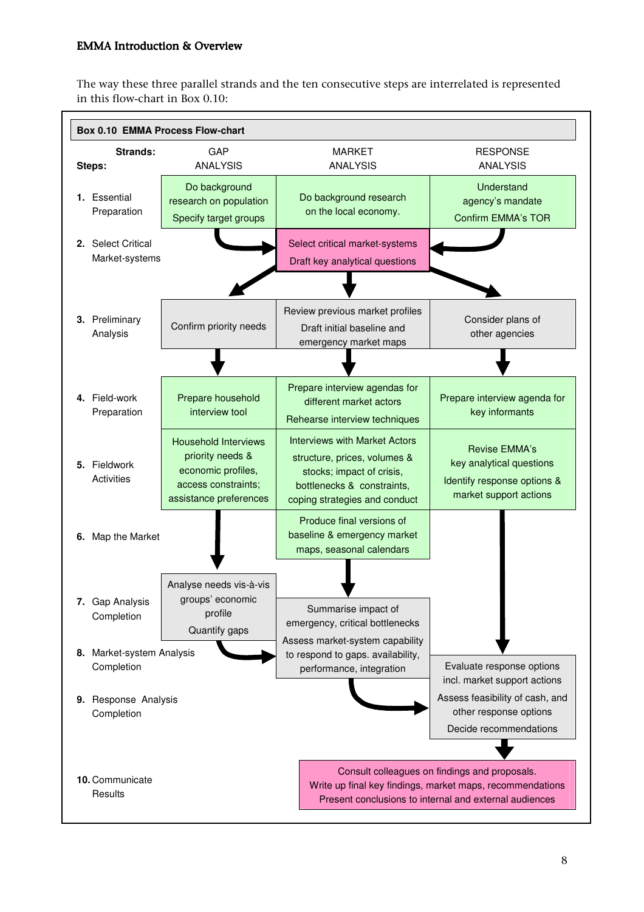The way these three parallel strands and the ten consecutive steps are interrelated is represented in this flow-chart in Box 0.10:

**Box 0.10 EMMA Process Flow-chart**

| Steps: / Strands: | GAP ANALYSIS | MARKET ANALYSIS | RESPONSE ANALYSIS |
|---|---|---|---|
| **1.** Essential Preparation | Do background research on population. Specify target groups | Do background research on the local economy. | Understand agency's mandate. Confirm EMMA's TOR |
| **2.** Select Critical Market-systems | | Select critical market-systems. Draft key analytical questions | |
| **3.** Preliminary Analysis | Confirm priority needs | Review previous market profiles. Draft initial baseline and emergency market maps | Consider plans of other agencies |
| **4.** Field-work Preparation | Prepare household interview tool | Prepare interview agendas for different market actors. Rehearse interview techniques | Prepare interview agenda for key informants |
| **5.** Fieldwork Activities | Household Interviews priority needs & economic profiles, access constraints; assistance preferences | Interviews with Market Actors structure, prices, volumes & stocks; impact of crisis, bottlenecks & constraints, coping strategies and conduct | Revise EMMA's key analytical questions. Identify response options & market support actions |
| **6.** Map the Market | | Produce final versions of baseline & emergency market maps, seasonal calendars | |
| **7.** Gap Analysis Completion | Analyse needs vis-à-vis groups' economic profile. Quantify gaps | | |
| **8.** Market-system Analysis Completion | | Summarise impact of emergency, critical bottlenecks. Assess market-system capability to respond to gaps. availability, performance, integration | |
| **9.** Response Analysis Completion | | | Evaluate response options incl. market support actions. Assess feasibility of cash, and other response options. Decide recommendations |
| **10.** Communicate Results | | Consult colleagues on findings and proposals. Write up final key findings, market maps, recommendations. Present conclusions to internal and external audiences | |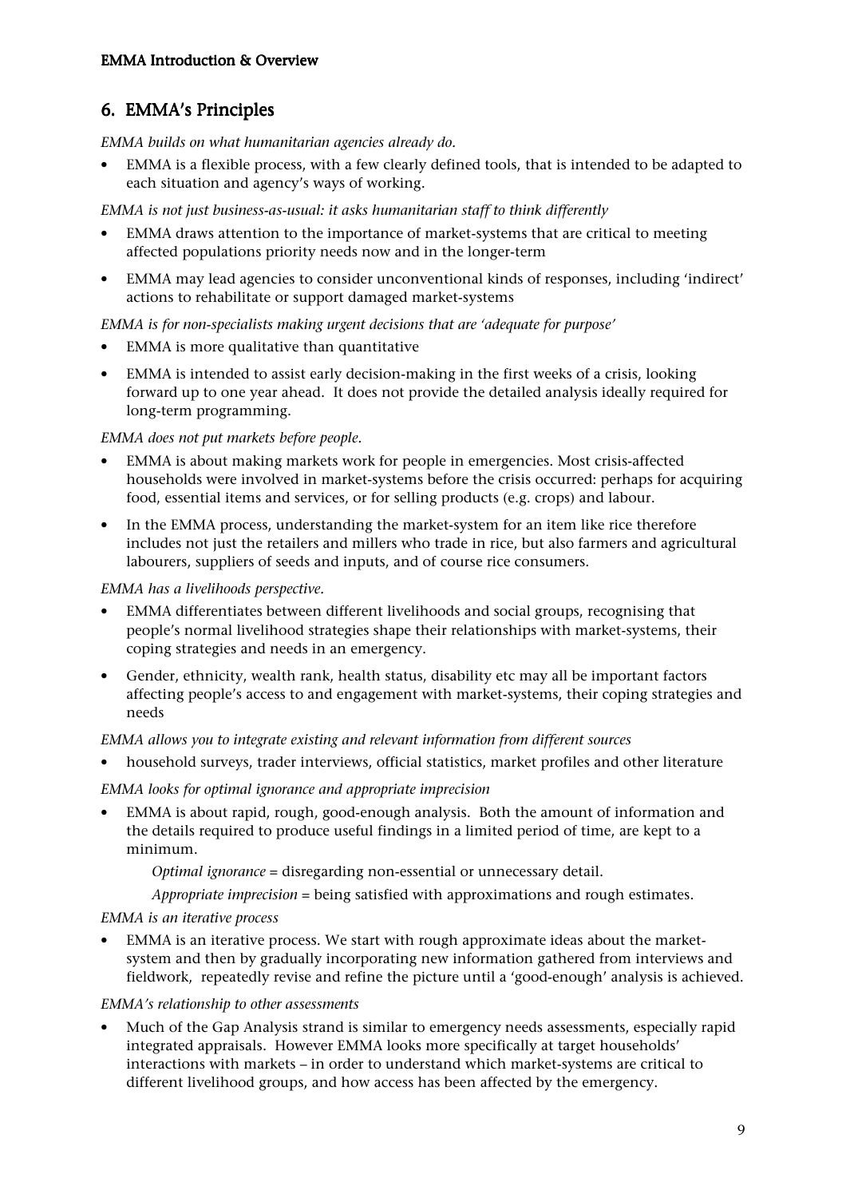## 6. EMMA's Principles

*EMMA builds on what humanitarian agencies already do.*

- EMMA is a flexible process, with a few clearly defined tools, that is intended to be adapted to each situation and agency's ways of working.

*EMMA is not just business-as-usual: it asks humanitarian staff to think differently*

- EMMA draws attention to the importance of market-systems that are critical to meeting affected populations priority needs now and in the longer-term
- EMMA may lead agencies to consider unconventional kinds of responses, including 'indirect' actions to rehabilitate or support damaged market-systems

*EMMA is for non-specialists making urgent decisions that are 'adequate for purpose'*

- EMMA is more qualitative than quantitative
- EMMA is intended to assist early decision-making in the first weeks of a crisis, looking forward up to one year ahead. It does not provide the detailed analysis ideally required for long-term programming.

*EMMA does not put markets before people.*

- EMMA is about making markets work for people in emergencies. Most crisis-affected households were involved in market-systems before the crisis occurred: perhaps for acquiring food, essential items and services, or for selling products (e.g. crops) and labour.
- In the EMMA process, understanding the market-system for an item like rice therefore includes not just the retailers and millers who trade in rice, but also farmers and agricultural labourers, suppliers of seeds and inputs, and of course rice consumers.

*EMMA has a livelihoods perspective.*

- EMMA differentiates between different livelihoods and social groups, recognising that people's normal livelihood strategies shape their relationships with market-systems, their coping strategies and needs in an emergency.
- Gender, ethnicity, wealth rank, health status, disability etc may all be important factors affecting people's access to and engagement with market-systems, their coping strategies and needs

*EMMA allows you to integrate existing and relevant information from different sources*

- household surveys, trader interviews, official statistics, market profiles and other literature

*EMMA looks for optimal ignorance and appropriate imprecision*

- EMMA is about rapid, rough, good-enough analysis. Both the amount of information and the details required to produce useful findings in a limited period of time, are kept to a minimum.

  *Optimal ignorance* = disregarding non-essential or unnecessary detail.

  *Appropriate imprecision* = being satisfied with approximations and rough estimates.

*EMMA is an iterative process*

- EMMA is an iterative process. We start with rough approximate ideas about the market-system and then by gradually incorporating new information gathered from interviews and fieldwork, repeatedly revise and refine the picture until a 'good-enough' analysis is achieved.

*EMMA's relationship to other assessments*

- Much of the Gap Analysis strand is similar to emergency needs assessments, especially rapid integrated appraisals. However EMMA looks more specifically at target households' interactions with markets – in order to understand which market-systems are critical to different livelihood groups, and how access has been affected by the emergency.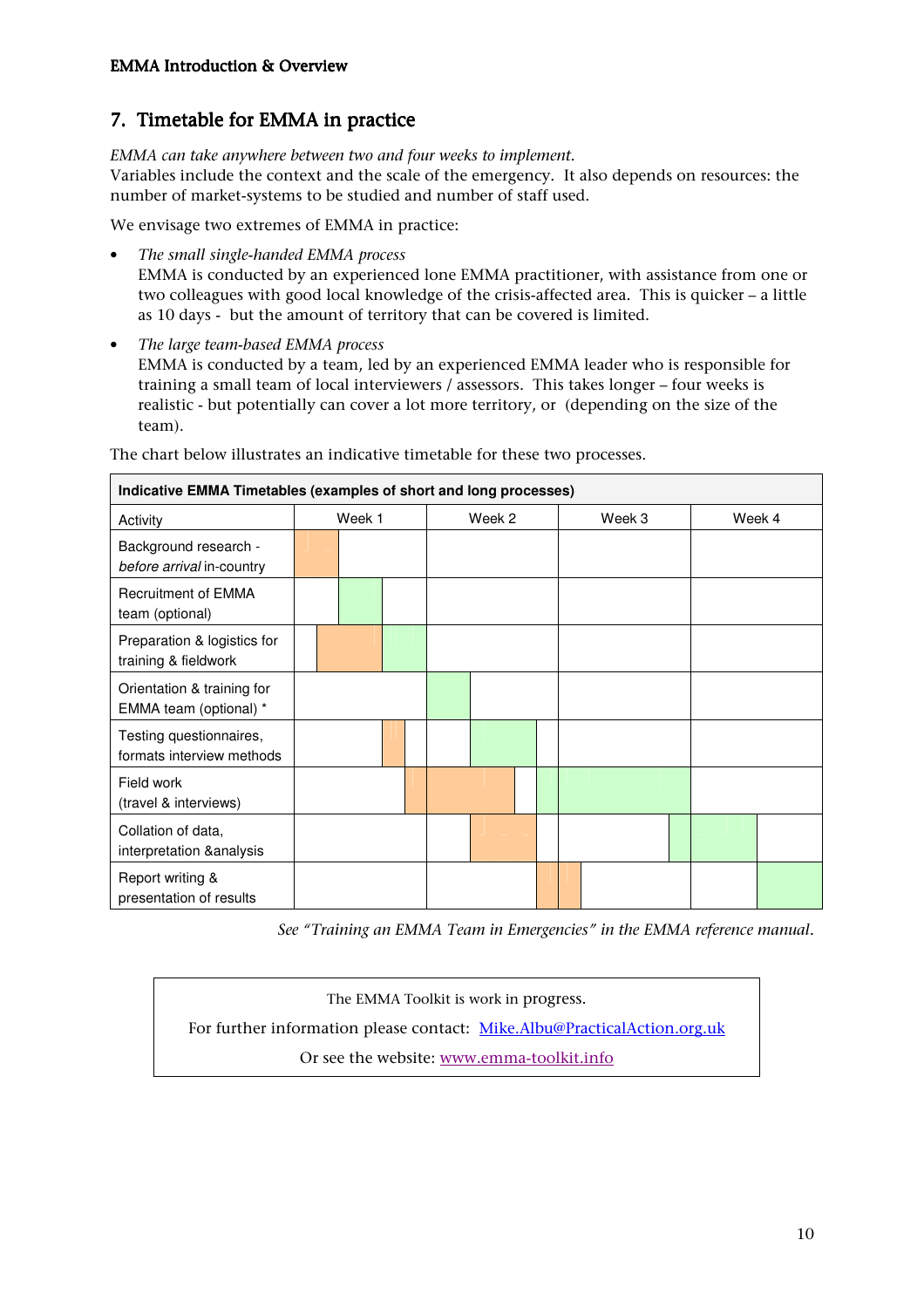## 7. Timetable for EMMA in practice

*EMMA can take anywhere between two and four weeks to implement.*
Variables include the context and the scale of the emergency. It also depends on resources: the number of market-systems to be studied and number of staff used.

We envisage two extremes of EMMA in practice:

- *The small single-handed EMMA process*
  EMMA is conducted by an experienced lone EMMA practitioner, with assistance from one or two colleagues with good local knowledge of the crisis-affected area. This is quicker – a little as 10 days - but the amount of territory that can be covered is limited.
- *The large team-based EMMA process*
  EMMA is conducted by a team, led by an experienced EMMA leader who is responsible for training a small team of local interviewers / assessors. This takes longer – four weeks is realistic - but potentially can cover a lot more territory, or (depending on the size of the team).

The chart below illustrates an indicative timetable for these two processes.

**Indicative EMMA Timetables (examples of short and long processes)**

| Activity | Week 1 | Week 2 | Week 3 | Week 4 |
|---|---|---|---|---|
| Background research - *before arrival* in-country | | | | |
| Recruitment of EMMA team (optional) | | | | |
| Preparation & logistics for training & fieldwork | | | | |
| Orientation & training for EMMA team (optional) * | | | | |
| Testing questionnaires, formats interview methods | | | | |
| Field work (travel & interviews) | | | | |
| Collation of data, interpretation &analysis | | | | |
| Report writing & presentation of results | | | | |

*See "Training an EMMA Team in Emergencies" in the EMMA reference manual.*

The EMMA Toolkit is work in progress.

For further information please contact: Mike.Albu@PracticalAction.org.uk

Or see the website: www.emma-toolkit.info